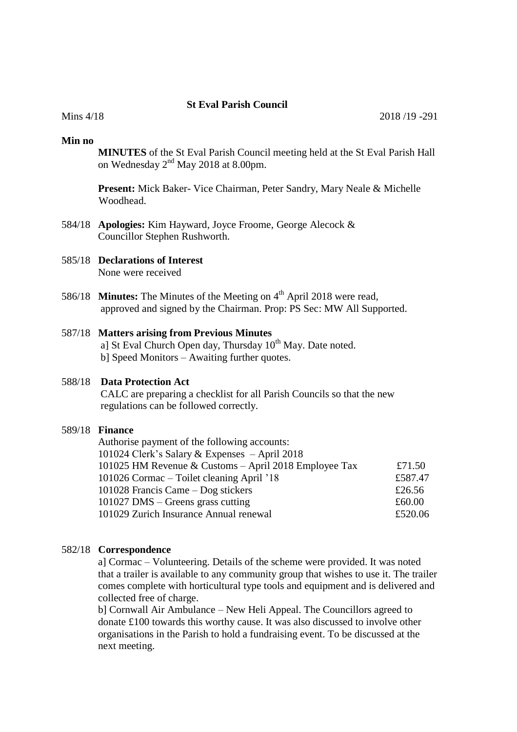**St Eval Parish Council**

Mins 4/18 2018 /19 -291

**Min no**

**MINUTES** of the St Eval Parish Council meeting held at the St Eval Parish Hall on Wednesday 2nd May 2018 at 8.00pm.

**Present:** Mick Baker- Vice Chairman, Peter Sandry, Mary Neale & Michelle Woodhead.

584/18 **Apologies:** Kim Hayward, Joyce Froome, George Alecock & Councillor Stephen Rushworth.

585/18 **Declarations of Interest**
None were received

586/18 **Minutes:** The Minutes of the Meeting on 4th April 2018 were read, approved and signed by the Chairman. Prop: PS Sec: MW All Supported.

587/18 **Matters arising from Previous Minutes**
a] St Eval Church Open day, Thursday 10th May. Date noted.
b] Speed Monitors – Awaiting further quotes.

588/18 **Data Protection Act**
CALC are preparing a checklist for all Parish Councils so that the new regulations can be followed correctly.

589/18 **Finance**
Authorise payment of the following accounts:

| | |
|---|---|
| 101024 Clerk's Salary & Expenses – April 2018 | |
| 101025 HM Revenue & Customs – April 2018 Employee Tax | £71.50 |
| 101026 Cormac – Toilet cleaning April '18 | £587.47 |
| 101028 Francis Came – Dog stickers | £26.56 |
| 101027 DMS – Greens grass cutting | £60.00 |
| 101029 Zurich Insurance Annual renewal | £520.06 |

582/18 **Correspondence**
a] Cormac – Volunteering. Details of the scheme were provided. It was noted that a trailer is available to any community group that wishes to use it. The trailer comes complete with horticultural type tools and equipment and is delivered and collected free of charge.
b] Cornwall Air Ambulance – New Heli Appeal. The Councillors agreed to donate £100 towards this worthy cause. It was also discussed to involve other organisations in the Parish to hold a fundraising event. To be discussed at the next meeting.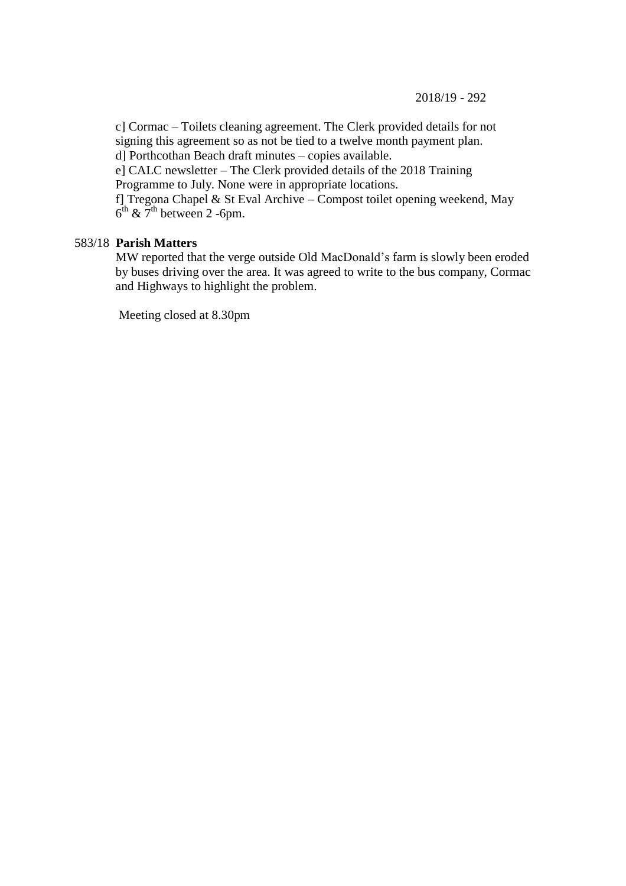c] Cormac – Toilets cleaning agreement. The Clerk provided details for not signing this agreement so as not be tied to a twelve month payment plan.
d] Porthcothan Beach draft minutes – copies available.
e] CALC newsletter – The Clerk provided details of the 2018 Training Programme to July. None were in appropriate locations.
f] Tregona Chapel & St Eval Archive – Compost toilet opening weekend, May 6th & 7th between 2 -6pm.

583/18 **Parish Matters**

MW reported that the verge outside Old MacDonald's farm is slowly been eroded by buses driving over the area. It was agreed to write to the bus company, Cormac and Highways to highlight the problem.

Meeting closed at 8.30pm